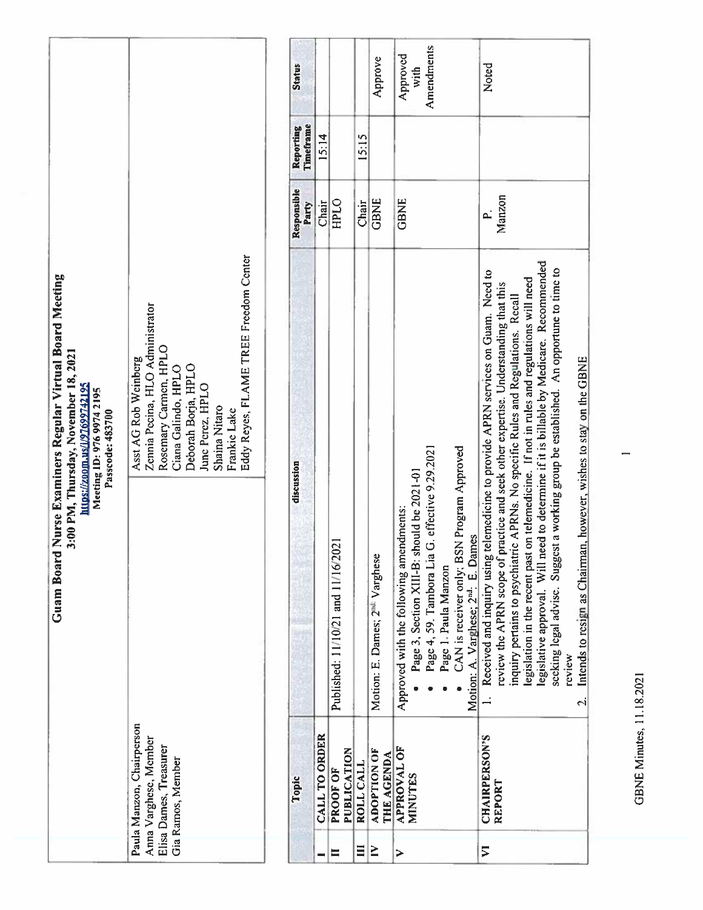# Guam Board Nurse Examiners Regular Virtual Board Meeting

**3:00 PM, Thursday, November 18, 2021**

https://zoom.us/j/97699743195

**Meeting ID: 976 9974 3195**

**Passcode: 483700**

| | |
|---|---|
| Paula Manzon, Chairperson<br>Anna Varghese, Member<br>Elisa Dames, Treasurer<br>Gia Ramos, Member | Asst AG Rob Weinberg<br>Zennia Pecina, HLO Administrator<br>Rosemary Carmen, HPLO<br>Ciana Galindo, HPLO<br>Deborah Borja, HPLO<br>June Perez, HPLO<br>Shaina Nitaro<br>Frankie Lake<br>Eddy Reyes, FLAME TREE Freedom Center |

| | Topic | discussion | Responsible Party | Reporting Timeframe | Status |
|---|---|---|---|---|---|
| I | CALL TO ORDER | | Chair | 15:14 | |
| II | PROOF OF PUBLICATION | Published: 11/10/21 and 11/16/2021 | HPLO | | |
| III | ROLL CALL | | Chair | 15:15 | |
| IV | ADOPTION OF THE AGENDA | Motion: E. Dames; 2nd: Varghese | GBNE | | Approve |
| V | APPROVAL OF MINUTES | Approved with the following amendments:<br>• Page 3, Section XIII-B: should be 2021-01<br>• Page 4, 59. Tambora Lia G. effective 9.29.2021<br>• Page 1. Paula Manzon<br>• CAN is receiver only; BSN Program Approved<br>Motion: A. Varghese; 2nd: E. Dames | GBNE | | Approved with Amendments |
| VI | CHAIRPERSON'S REPORT | 1. Received and inquiry using telemedicine to provide APRN services on Guam. Need to review the APRN scope of practice and seek other expertise. Understanding that this inquiry pertains to psychiatric APRNs. No specific Rules and Regulations. Recall legislation in the recent past on telemedicine. If not in rules and regulations will need legislative approval. Will need to determine if it is billable by Medicare. Recommended seeking legal advise. Suggest a working group be established. An opportune to time to review<br>2. Intends to resign as Chairman, however, wishes to stay on the GBNE | P. Manzon | | Noted |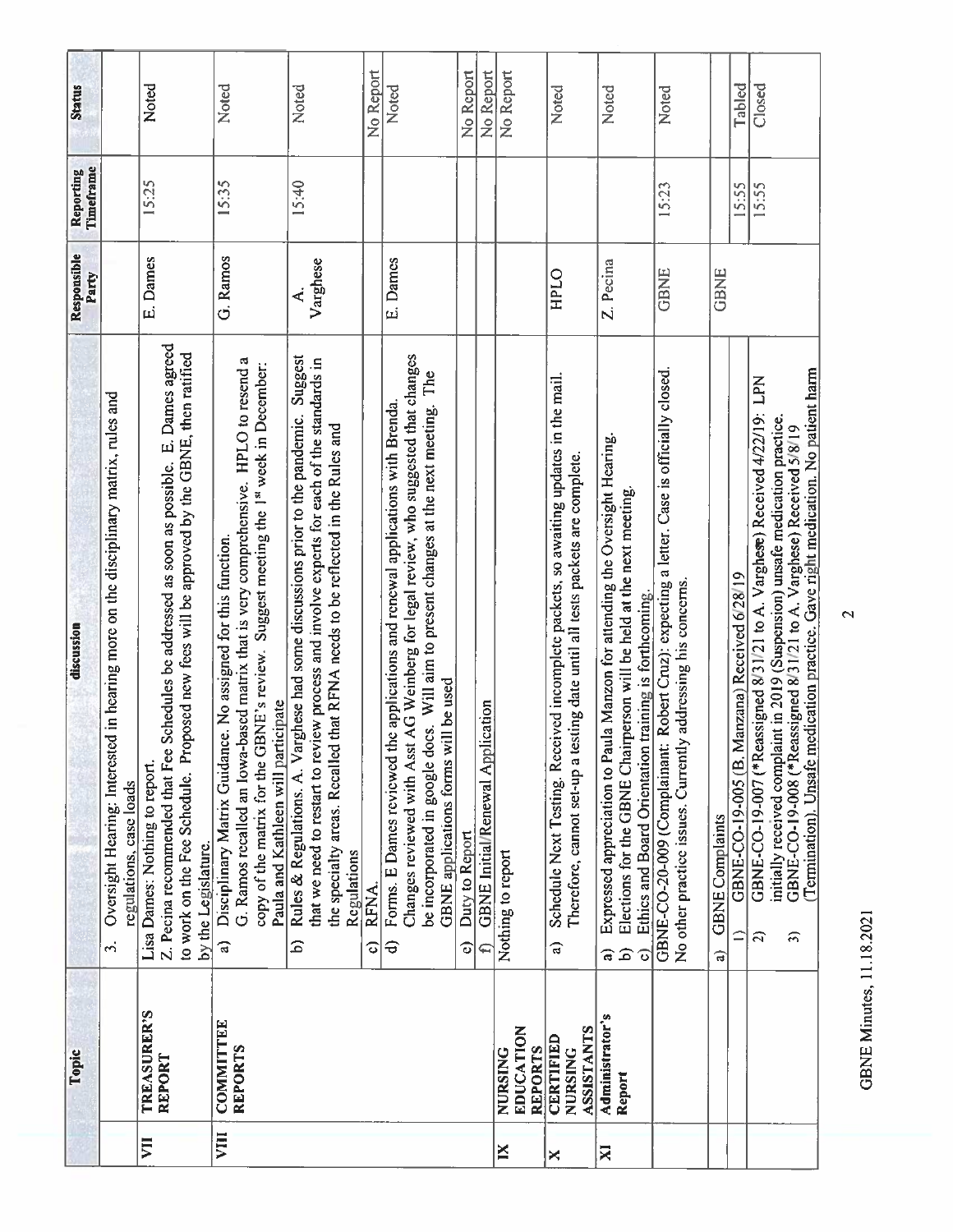| | Topic | discussion | Responsible Party | Reporting Timeframe | Status |
|---|---|---|---|---|---|
| | | 3. Oversight Hearing: Interested in hearing more on the disciplinary matrix, rules and regulations, case loads | | | |
| VII | TREASURER'S REPORT | Lisa Dames: Nothing to report.<br>Z. Pecina recommended that Fee Schedules be addressed as soon as possible. E. Dames agreed to work on the Fee Schedule. Proposed new fees will be approved by the GBNE, then ratified by the Legislature. | E. Dames | 15:25 | Noted |
| VIII | COMMITTEE REPORTS | a) Disciplinary Matrix Guidance. No assigned for this function.<br>G. Ramos recalled an Iowa-based matrix that is very comprehensive. HPLO to resend a copy of the matrix for the GBNE's review. Suggest meeting the 1st week in December: Paula and Kathleen will participate | G. Ramos | 15:35 | Noted |
| | | b) Rules & Regulations. A. Varghese had some discussions prior to the pandemic. Suggest that we need to restart to review process and involve experts for each of the standards in the specialty areas. Recalled that RFNA needs to be reflected in the Rules and Regulations | A. Varghese | 15:40 | Noted |
| | | c) RFNA. | | | No Report |
| | | d) Forms. E Dames reviewed the applications and renewal applications with Brenda. Changes reviewed with Asst AG Weinberg for legal review, who suggested that changes be incorporated in google docs. Will aim to present changes at the next meeting. The GBNE applications forms will be used | E. Dames | | Noted |
| | | e) Duty to Report | | | No Report |
| | | f) GBNE Initial/Renewal Application | | | No Report |
| IX | NURSING EDUCATION REPORTS | Nothing to report | | | No Report |
| X | CERTIFIED NURSING ASSISTANTS | a) Schedule Next Testing. Received incomplete packets, so awaiting updates in the mail. Therefore, cannot set-up a testing date until all tests packets are complete. | HPLO | | Noted |
| XI | Administrator's Report | a) Expressed appreciation to Paula Manzon for attending the Oversight Hearing.<br>b) Elections for the GBNE Chairperson will be held at the next meeting.<br>c) Ethics and Board Orientation training is forthcoming. | Z. Pecina | | Noted |
| | | GBNE-CO-20-009 (Complainant: Robert Cruz): expecting a letter. Case is officially closed. No other practice issues. Currently addressing his concerns. | GBNE | 15:23 | Noted |
| | | a) GBNE Complaints | GBNE | | |
| | | 1) GBNE-CO-19-005 (B. Manzana) Received 6/28/19 | | 15:55 | Tabled |
| | | 2) GBNE-CO-19-007 (*Reassigned 8/31/21 to A. Varghese) Received 4/22/19: LPN initially received complaint in 2019 (Suspension) unsafe medication practice.<br>3) GBNE-CO-19-008 (*Reassigned 8/31/21 to A. Varghese) Received 5/8/19 (Termination). Unsafe medication practice. Gave right medication. No patient harm | | 15:55 | Closed |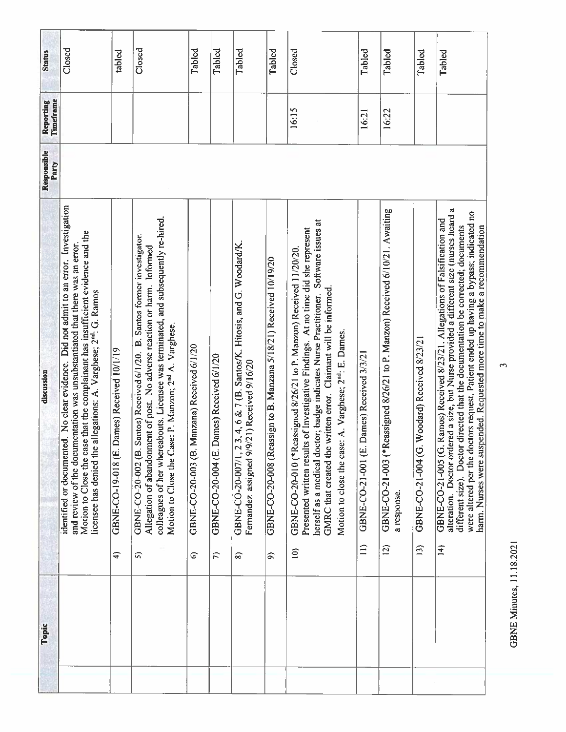| Topic | discussion | Responsible Party | Reporting Timeframe | Status |
|---|---|---|---|---|
| | identified or documented. No clear evidence. Did not admit to an error. Investigation and review of the documentation was unsubstantiated that there was an error. Motion to Close the case that the complainant has insufficient evidence and the licensee has denied the allegations: A. Varghese; 2nd: G. Ramos | | | Closed |
| | 4) GBNE-CO-19-018 (E. Dames) Received 10/1/19 | | | tabled |
| | 5) GBNE-CO-20-002 (B. Santos) Received 6/1/20. B. Santos former investigator. Allegation of abandonment of post. No adverse reaction or harm. Informed colleagues of her whereabouts. Licensee was terminated, and subsequently re-hired. Motion to Close the Case: P. Manzon; 2nd A. Varghese. | | | Closed |
| | 6) GBNE-CO-20-003 (B. Manzana) Received 6/1/20 | | | Tabled |
| | 7) GBNE-CO-20-004 (E. Dames) Received 6/1/20 | | | Tabled |
| | 8) GBNE-CO-20-007/1, 2 3, 4, 6 & 7 (B. Santos/K. Hitosis, and G. Woodard/K. Fernandez assigned 9/9/21) Received 9/16/20 | | | Tabled |
| | 9) GBNE-CO-20-008 (Reassign to B. Manzana 5/18/21) Received 10/19/20 | | | Tabled |
| | 10) GBNE-CO-20-010 (*Reassigned 8/26/21 to P. Manzon) Received 11/20/20. Presented written results of Investigative Findings. At no time did she represent herself as a medical doctor; badge indicates Nurse Practitioner. Software issues at GMRC that created the written error. Claimant will be informed. Motion to close the case: A. Varghese; 2nd: E. Dames. | | 16:15 | Closed |
| | 11) GBNE-CO-21-001 (E. Dames) Received 3/3/21 | | 16:21 | Tabled |
| | 12) GBNE-CO-21-003 (*Reassigned 8/26/21 to P. Manzon) Received 6/10/21. Awaiting a response. | | 16:22 | Tabled |
| | 13) GBNE-CO-21-004 (G. Woodard) Received 8/23/21 | | | Tabled |
| | 14) GBNE-CO-21-005 (G. Ramos) Received 8/23/21. Allegations of Falsification and alteration. Doctor ordered a size, but Nurse provided a different size (nurses heard a different size). Doctor directed that the documentation be corrected; documents were altered per the doctors request. Patient ended up having a bypass; indicated no harm. Nurses were suspended. Requested more time to make a recommendation | | | Tabled |

GBNE Minutes, 11.18.2021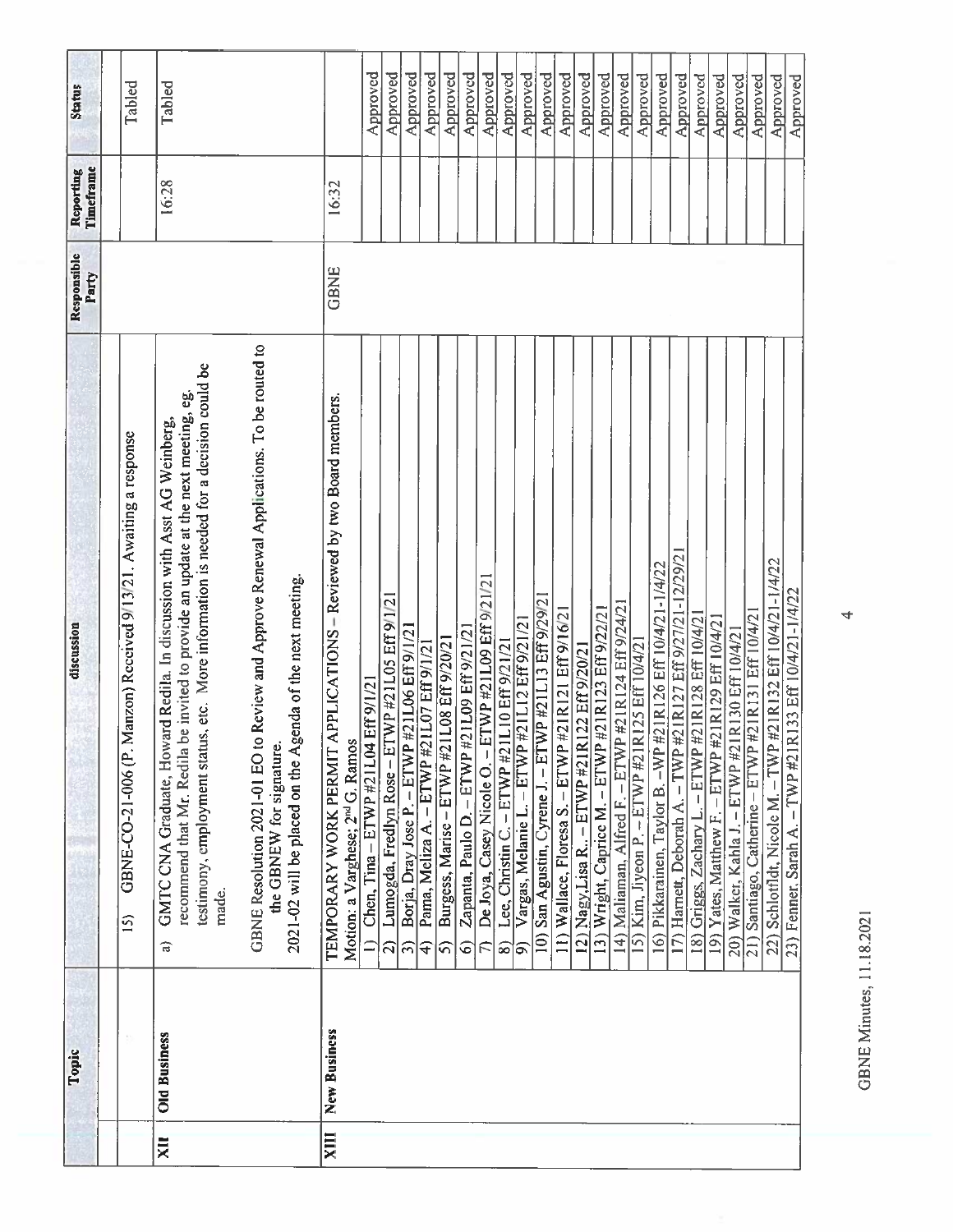| | Topic | discussion | Responsible Party | Reporting Timeframe | Status |
|---|---|---|---|---|---|
| | | 15) GBNE-CO-21-006 (P. Manzon) Received 9/13/21. Awaiting a response | | | Tabled |
| XII | Old Business | a) GMTC CNA Graduate, Howard Redila. In discussion with Asst AG Weinberg, recommend that Mr. Redila be invited to provide an update at the next meeting, eg. testimony, employment status, etc. More information is needed for a decision could be made. | | 16:28 | Tabled |
| | | GBNE Resolution 2021-01 EO to Review and Approve Renewal Applications. To be routed to the GBNEW for signature. 2021-02 will be placed on the Agenda of the next meeting. | | | |
| XIII | New Business | TEMPORARY WORK PERMIT APPLICATIONS – Reviewed by two Board members. Motion: a Varghese; 2nd G. Ramos | GBNE | 16:32 | |
| | | 1) Chen, Tina – ETWP #21L04 Eff 9/1/21 | | | Approved |
| | | 2) Lumogda, Fredlyn Rose – ETWP #21L05 Eff 9/1/21 | | | Approved |
| | | 3) Borja, Dray Jose P. – ETWP #21L06 Eff 9/1/21 | | | Approved |
| | | 4) Pama, Meliza A. – ETWP #21L07 Eff 9/1/21 | | | Approved |
| | | 5) Burgess, Marise – ETWP #21L08 Eff 9/20/21 | | | Approved |
| | | 6) Zapanta, Paulo D. – ETWP #21L09 Eff 9/21/21 | | | Approved |
| | | 7) De Joya, Casey Nicole O. – ETWP #21L09 Eff 9/21/21 | | | Approved |
| | | 8) Lee, Christin C. – ETWP #21L10 Eff 9/21/21 | | | Approved |
| | | 9) Vargas, Melanie L. – ETWP #21L12 Eff 9/21/21 | | | Approved |
| | | 10) San Agustin, Cyrene J. – ETWP #21L13 Eff 9/29/21 | | | Approved |
| | | 11) Wallace, Floresa S. – ETWP #21R121 Eff 9/16/21 | | | Approved |
| | | 12) Nagy, Lisa R.. – ETWP #21R122 Eff 9/20/21 | | | Approved |
| | | 13) Wright, Caprice M. – ETWP #21R123 Eff 9/22/21 | | | Approved |
| | | 14) Maliaman, Alfred F. – ETWP #21R124 Eff 9/24/21 | | | Approved |
| | | 15) Kim, Jiyeon P. – ETWP #21R125 Eff 10/4/21 | | | Approved |
| | | 16) Pikkarainen, Taylor B. –WP #21R126 Eff 10/4/21-1/4/22 | | | Approved |
| | | 17) Harnett, Deborah A. – TWP #21R127 Eff 9/27/21-12/29/21 | | | Approved |
| | | 18) Griggs, Zachary L. – ETWP #21R128 Eff 10/4/21 | | | Approved |
| | | 19) Yates, Matthew F. – ETWP #21R129 Eff 10/4/21 | | | Approved |
| | | 20) Walker, Kahla J. – ETWP #21R130 Eff 10/4/21 | | | Approved |
| | | 21) Santiago, Catherine – ETWP #21R131 Eff 10/4/21 | | | Approved |
| | | 22) Schlotfldt, Nicole M. – TWP #21R132 Eff 10/4/21-1/4/22 | | | Approved |
| | | 23) Fenner, Sarah A. – TWP #21R133 Eff 10/4/21-1/4/22 | | | Approved |

GBNE Minutes, 11.18.2021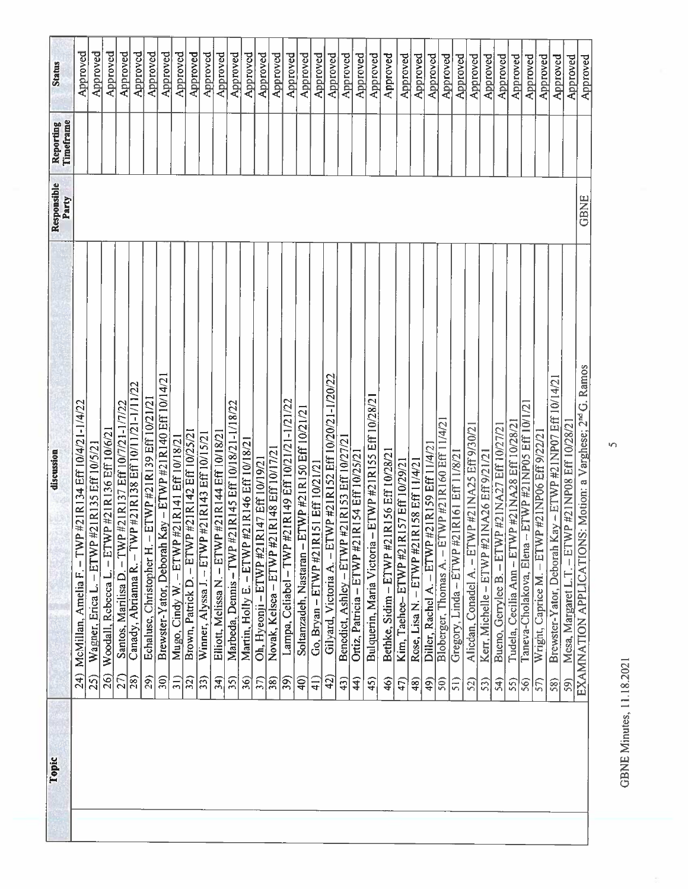| Topic | discussion | Responsible Party | Reporting Timeframe | Status |
|---|---|---|---|---|
| | 24) McMillan, Amelia F. – TWP #21R134 Eff 10/4/21-1/4/22 | | | Approved |
| | 25) Wagner, Erica L. – ETWP #21R135 Eff 10/5/21 | | | Approved |
| | 26) Woodall, Rebecca L. – ETWP #21R136 Eff 10/6/21 | | | Approved |
| | 27) Santos, Marilisa D. – TWP #21R137 Eff 10/7/21-1/7/22 | | | Approved |
| | 28) Canady, Abrianna R. – TWP #21R138 Eff 10/11/21-1/11/22 | | | Approved |
| | 29) Echaluse, Christopher H. – ETWP #21R139 Eff 10/21/21 | | | Approved |
| | 30) Brewster-Yator, Deborah Kay – ETWP #21R140 Eff 10/14/21 | | | Approved |
| | 31) Mugo, Cindy W. – ETWP #21R141 Eff 10/18/21 | | | Approved |
| | 32) Brown, Patrick D. – ETWP #21R142 Eff 10/25/21 | | | Approved |
| | 33) Winner, Alyssa J. – ETWP #21R143 Eff 10/15/21 | | | Approved |
| | 34) Elliott, Melissa N. – ETWP #21R144 Eff 10/18/21 | | | Approved |
| | 35) Marbeda, Dennis – TWP #21R145 Eff 10/18/21-1/18/22 | | | Approved |
| | 36) Martin, Holly E. – ETWP #21R146 Eff 10/18/21 | | | Approved |
| | 37) Oh, Hyeonji – ETWP #21R147 Eff 10/19/21 | | | Approved |
| | 38) Novak, Kelsea – ETWP #21R148 Eff 10/17/21 | | | Approved |
| | 39) Lampa, Celiabel – TWP #21R149 Eff 10/21/21-1/21/22 | | | Approved |
| | 40) Soltanzadeh, Nastaran – ETWP #21R150 Eff 10/21/21 | | | Approved |
| | 41) Go, Bryan – ETWP #21R151 Eff 10/21/21 | | | Approved |
| | 42) Gilyard, Victoria A. – ETWP #21R152 Eff 10/20/21-1/20/22 | | | Approved |
| | 43) Benedict, Ashley – ETWP #21R153 Eff 10/27/21 | | | Approved |
| | 44) Ortiz, Patricia – ETWP #21R154 Eff 10/25/21 | | | Approved |
| | 45) Bulquerin, Maria Victoria – ETWP #21R155 Eff 10/28/21 | | | Approved |
| | 46) Bethke, Sidim – ETWP #21R156 Eff 10/28/21 | | | Approved |
| | 47) Kim, Taehee– ETWP #21R157 Eff 10/29/21 | | | Approved |
| | 48) Rose, Lisa N. – ETWP #21R158 Eff 11/4/21 | | | Approved |
| | 49) Diller, Rachel A. – ETWP #21R159 Eff 11/4/21 | | | Approved |
| | 50) Bloberger, Thomas A. – ETWP #21R160 Eff 11/4/21 | | | Approved |
| | 51) Gregory, Linda – ETWP #21R161 Eff 11/8/21 | | | Approved |
| | 52) Alicdan, Conadel A. – ETWP #21NA25 Eff 9/30/21 | | | Approved |
| | 53) Kerr, Michelle – ETWP #21NA26 Eff 9/21/21 | | | Approved |
| | 54) Bueno, Gerrylee B. – ETWP #21NA27 Eff 10/27/21 | | | Approved |
| | 55) Tudela, Cecilia Ann – ETWP #21NA28 Eff 10/28/21 | | | Approved |
| | 56) Taneva-Cholakova, Elena – ETWP #21NP05 Eff 10/1/21 | | | Approved |
| | 57) Wright, Caprice M. – ETWP #21NP06 Eff 9/22/21 | | | Approved |
| | 58) Brewster-Yator, Deborah Kay – ETWP #21NP07 Eff 10/14/21 | | | Approved |
| | 59) Mesa, Margaret L.T. – ETWP #21NP08 Eff 10/28/21 | | | Approved |
| | EXAMINATION APPLICATIONS: Motion: a Varghese; 2nd G. Ramos | GBNE | | Approved |

GBNE Minutes, 11.18.2021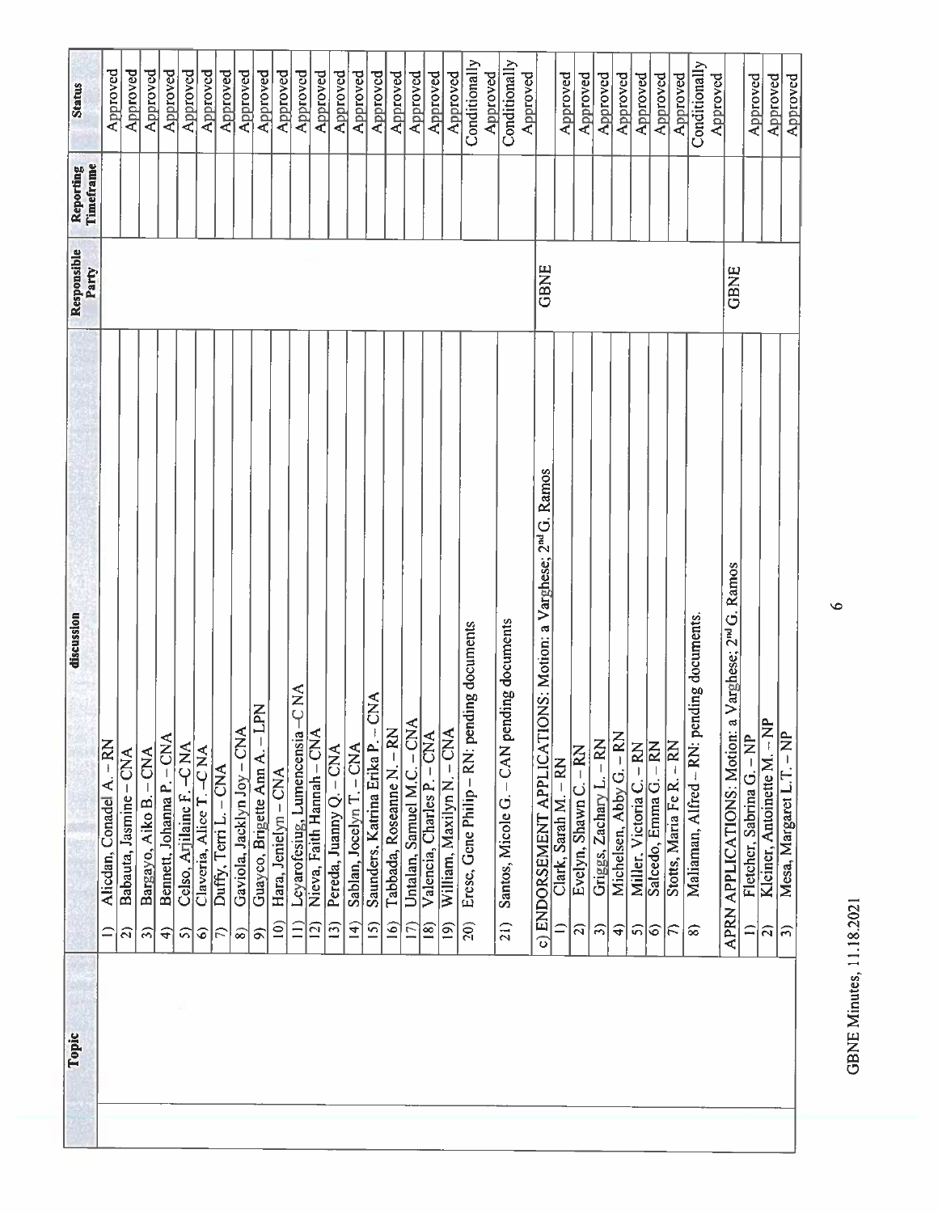| Topic | discussion | Responsible Party | Reporting Timeframe | Status |
|---|---|---|---|---|
| | 1) Alicdan, Conadel A. – RN | | | Approved |
| | 2) Babauta, Jasmine – CNA | | | Approved |
| | 3) Bargayo, Aiko B. – CNA | | | Approved |
| | 4) Bennett, Johanna P. – CNA | | | Approved |
| | 5) Celso, Arjilaine F. –C NA | | | Approved |
| | 6) Claveria, Alice T. –C NA | | | Approved |
| | 7) Duffy, Terri L. – CNA | | | Approved |
| | 8) Gaviola, Jacklyn Joy – CNA | | | Approved |
| | 9) Guayco, Brigette Ann A. – LPN | | | Approved |
| | 10) Hara, Jenielyn – CNA | | | Approved |
| | 11) Leyarofesiug, Lumencensia –C NA | | | Approved |
| | 12) Nieva, Faith Hannah – CNA | | | Approved |
| | 13) Pereda, Juanny Q. – CNA | | | Approved |
| | 14) Sablan, Jocelyn T. – CNA | | | Approved |
| | 15) Saunders, Katrina Erika P. – CNA | | | Approved |
| | 16) Tabbada, Roseanne N. – RN | | | Approved |
| | 17) Untalan, Samuel M.C. – CNA | | | Approved |
| | 18) Valencia, Charles P. – CNA | | | Approved |
| | 19) William, Maxilyn N. – CNA | | | Approved |
| | 20) Eresc, Gene Philip – RN: pending documents | | | Conditionally Approved |
| | 21) Santos, Micole G. – CAN pending documents | | | Conditionally Approved |
| | c) ENDORSEMENT APPLICATIONS: Motion: a Varghese; 2nd G. Ramos | GBNE | | |
| | 1) Clark, Sarah M. – RN | | | Approved |
| | 2) Evelyn, Shawn C. – RN | | | Approved |
| | 3) Griggs, Zachary L. – RN | | | Approved |
| | 4) Michelsen, Abby G. – RN | | | Approved |
| | 5) Miller, Victoria C. – RN | | | Approved |
| | 6) Salcedo, Emma G. – RN | | | Approved |
| | 7) Stotts, Maria Fe R. – RN | | | Approved |
| | 8) Maliaman, Alfred – RN: pending documents. | | | Conditionally Approved |
| | APRN APPLICATIONS: Motion: a Varghese; 2nd G. Ramos | GBNE | | |
| | 1) Fletcher, Sabrina G. – NP | | | Approved |
| | 2) Kleiner, Antoinette M. – NP | | | Approved |
| | 3) Mesa, Margaret L.T. – NP | | | Approved |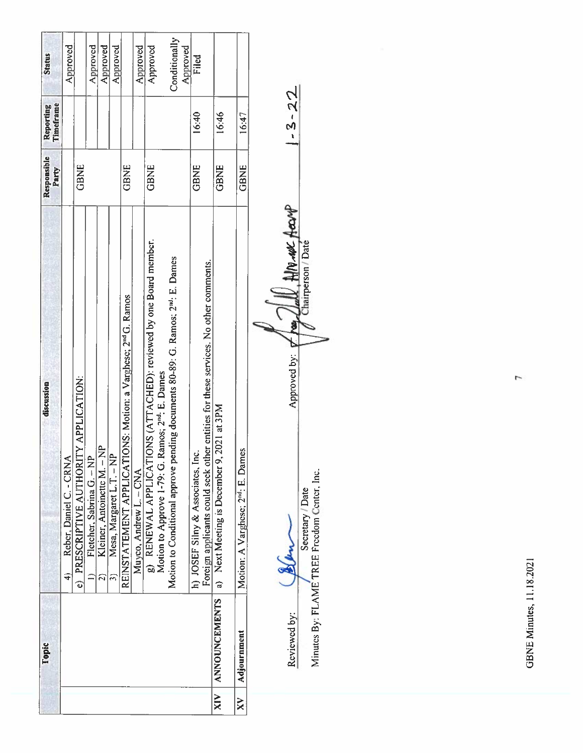| | Topic | discussion | Responsible Party | Reporting Timeframe | Status |
|---|---|---|---|---|---|
| | | 4) Reber, Daniel C. - CRNA | | | Approved |
| | | e) PRESCRIPTIVE AUTHORITY APPLICATION: | GBNE | | |
| | | 1) Fletcher, Sabrina G. – NP | | | Approved |
| | | 2) Kleiner, Antoinette M. – NP | | | Approved |
| | | 3) Mesa, Margaret L.T. – NP | | | Approved |
| | | REINSTATEMENT APPLICATIONS: Motion: a Varghese; 2nd G. Ramos | GBNE | | |
| | | Muyco, Andrew L. – CNA | | | Approved |
| | | g) RENEWAL APPLICATIONS (ATTACHED): reviewed by one Board member. Motion to Approve 1-79: G. Ramos; 2nd: E. Dames<br>Motion to Conditional approve pending documents 80-89: G. Ramos; 2nd: E. Dames | GBNE | | Approved<br><br>Conditionally Approved |
| | | h) JOSEF Silny & Associates, Inc.<br>Foreign applicants could seek other entities for these services. No other comments. | GBNE | 16:40 | Filed |
| XIV | ANNOUNCEMENTS | a) Next Meeting is December 9, 2021 at 3PM | GBNE | 16:46 | |
| XV | Adjournment | Motion: A Varghese; 2nd: E. Dames | GBNE | 16:47 | |

Reviewed by: ______________ Secretary / Date

Approved by: ______________ Chairperson / Date 1-3-22

Minutes By: FLAME TREE Freedom Center, Inc.

GBNE Minutes, 11.18.2021